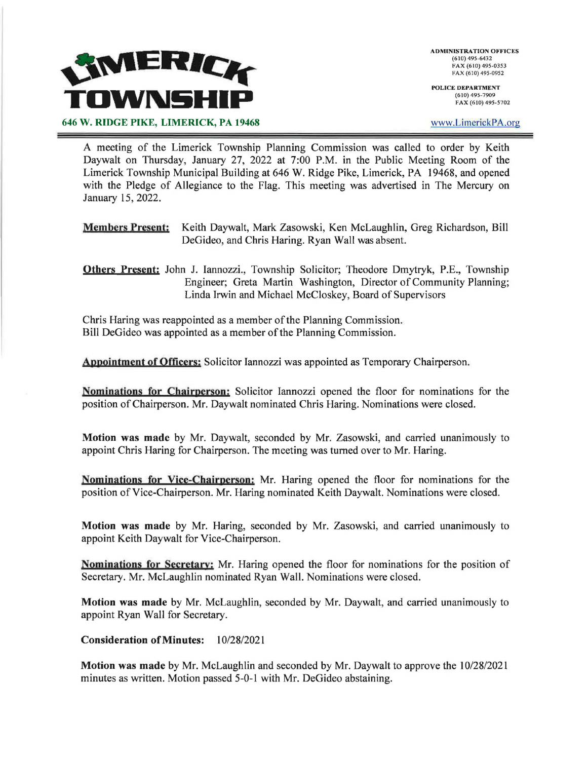# LIMERICK TOWNSHIP

**646 W. RIDGE PIKE, LIMERICK, PA 19468**

**ADMINISTRATION OFFICES**
(610) 495-6432
FAX (610) 495-0353
FAX (610) 495-0952

**POLICE DEPARTMENT**
(610) 495-7909
FAX (610) 495-5702

www.LimerickPA.org

---

A meeting of the Limerick Township Planning Commission was called to order by Keith Daywalt on Thursday, January 27, 2022 at 7:00 P.M. in the Public Meeting Room of the Limerick Township Municipal Building at 646 W. Ridge Pike, Limerick, PA 19468, and opened with the Pledge of Allegiance to the Flag. This meeting was advertised in The Mercury on January 15, 2022.

**Members Present:** Keith Daywalt, Mark Zasowski, Ken McLaughlin, Greg Richardson, Bill DeGideo, and Chris Haring. Ryan Wall was absent.

**Others Present:** John J. Iannozzi., Township Solicitor; Theodore Dmytryk, P.E., Township Engineer; Greta Martin Washington, Director of Community Planning; Linda Irwin and Michael McCloskey, Board of Supervisors

Chris Haring was reappointed as a member of the Planning Commission.
Bill DeGideo was appointed as a member of the Planning Commission.

**Appointment of Officers:** Solicitor Iannozzi was appointed as Temporary Chairperson.

**Nominations for Chairperson:** Solicitor Iannozzi opened the floor for nominations for the position of Chairperson. Mr. Daywalt nominated Chris Haring. Nominations were closed.

**Motion was made** by Mr. Daywalt, seconded by Mr. Zasowski, and carried unanimously to appoint Chris Haring for Chairperson. The meeting was turned over to Mr. Haring.

**Nominations for Vice-Chairperson:** Mr. Haring opened the floor for nominations for the position of Vice-Chairperson. Mr. Haring nominated Keith Daywalt. Nominations were closed.

**Motion was made** by Mr. Haring, seconded by Mr. Zasowski, and carried unanimously to appoint Keith Daywalt for Vice-Chairperson.

**Nominations for Secretary:** Mr. Haring opened the floor for nominations for the position of Secretary. Mr. McLaughlin nominated Ryan Wall. Nominations were closed.

**Motion was made** by Mr. McLaughlin, seconded by Mr. Daywalt, and carried unanimously to appoint Ryan Wall for Secretary.

**Consideration of Minutes:** 10/28/2021

**Motion was made** by Mr. McLaughlin and seconded by Mr. Daywalt to approve the 10/28/2021 minutes as written. Motion passed 5-0-1 with Mr. DeGideo abstaining.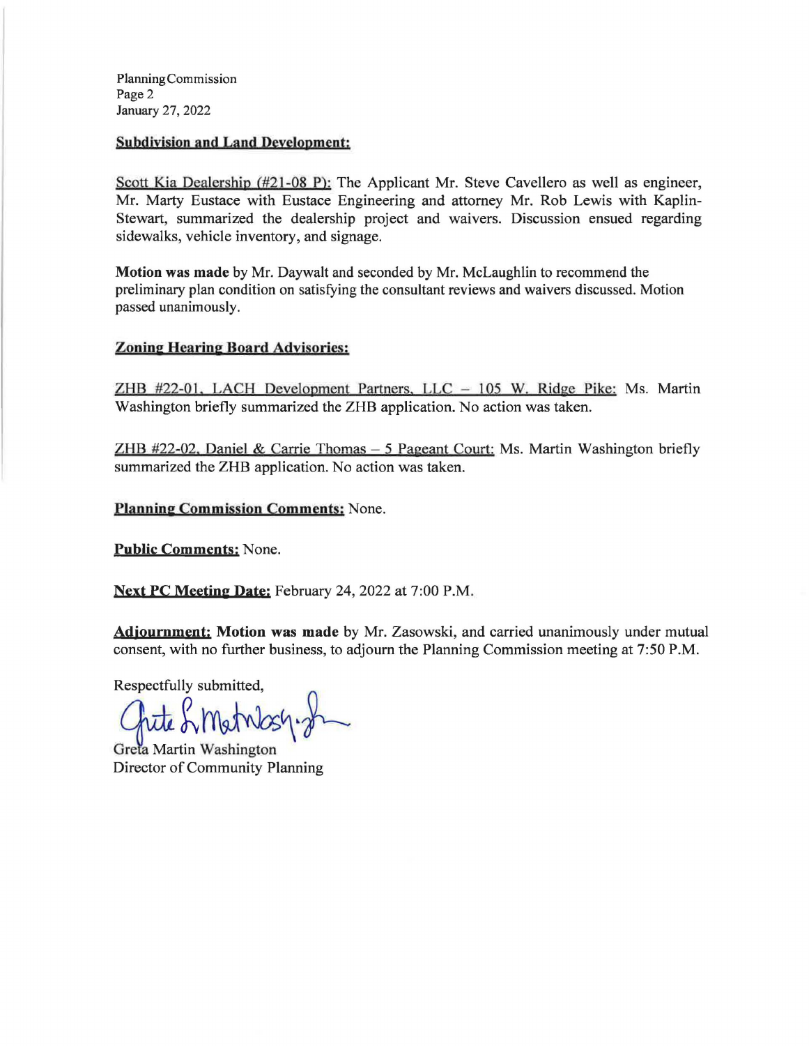**Subdivision and Land Development:**

Scott Kia Dealership (#21-08 P): The Applicant Mr. Steve Cavellero as well as engineer, Mr. Marty Eustace with Eustace Engineering and attorney Mr. Rob Lewis with Kaplin-Stewart, summarized the dealership project and waivers. Discussion ensued regarding sidewalks, vehicle inventory, and signage.

**Motion was made** by Mr. Daywalt and seconded by Mr. McLaughlin to recommend the preliminary plan condition on satisfying the consultant reviews and waivers discussed. Motion passed unanimously.

**Zoning Hearing Board Advisories:**

ZHB #22-01, LACH Development Partners, LLC – 105 W. Ridge Pike: Ms. Martin Washington briefly summarized the ZHB application. No action was taken.

ZHB #22-02, Daniel & Carrie Thomas – 5 Pageant Court: Ms. Martin Washington briefly summarized the ZHB application. No action was taken.

**Planning Commission Comments:** None.

**Public Comments:** None.

**Next PC Meeting Date:** February 24, 2022 at 7:00 P.M.

**Adjournment:** **Motion was made** by Mr. Zasowski, and carried unanimously under mutual consent, with no further business, to adjourn the Planning Commission meeting at 7:50 P.M.

Respectfully submitted,

Greta Martin Washington
Director of Community Planning